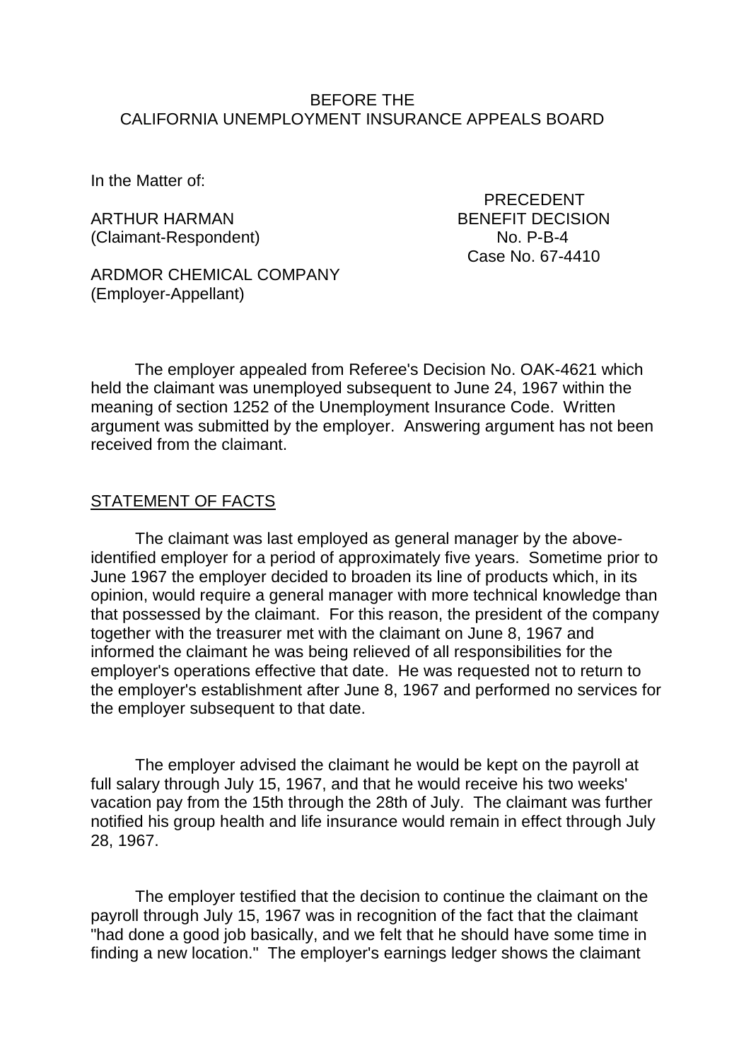BEFORE THE
CALIFORNIA UNEMPLOYMENT INSURANCE APPEALS BOARD

In the Matter of:

ARTHUR HARMAN
(Claimant-Respondent)

PRECEDENT
BENEFIT DECISION
No. P-B-4
Case No. 67-4410

ARDMOR CHEMICAL COMPANY
(Employer-Appellant)

The employer appealed from Referee's Decision No. OAK-4621 which held the claimant was unemployed subsequent to June 24, 1967 within the meaning of section 1252 of the Unemployment Insurance Code. Written argument was submitted by the employer. Answering argument has not been received from the claimant.

## STATEMENT OF FACTS

The claimant was last employed as general manager by the above-identified employer for a period of approximately five years. Sometime prior to June 1967 the employer decided to broaden its line of products which, in its opinion, would require a general manager with more technical knowledge than that possessed by the claimant. For this reason, the president of the company together with the treasurer met with the claimant on June 8, 1967 and informed the claimant he was being relieved of all responsibilities for the employer's operations effective that date. He was requested not to return to the employer's establishment after June 8, 1967 and performed no services for the employer subsequent to that date.

The employer advised the claimant he would be kept on the payroll at full salary through July 15, 1967, and that he would receive his two weeks' vacation pay from the 15th through the 28th of July. The claimant was further notified his group health and life insurance would remain in effect through July 28, 1967.

The employer testified that the decision to continue the claimant on the payroll through July 15, 1967 was in recognition of the fact that the claimant "had done a good job basically, and we felt that he should have some time in finding a new location." The employer's earnings ledger shows the claimant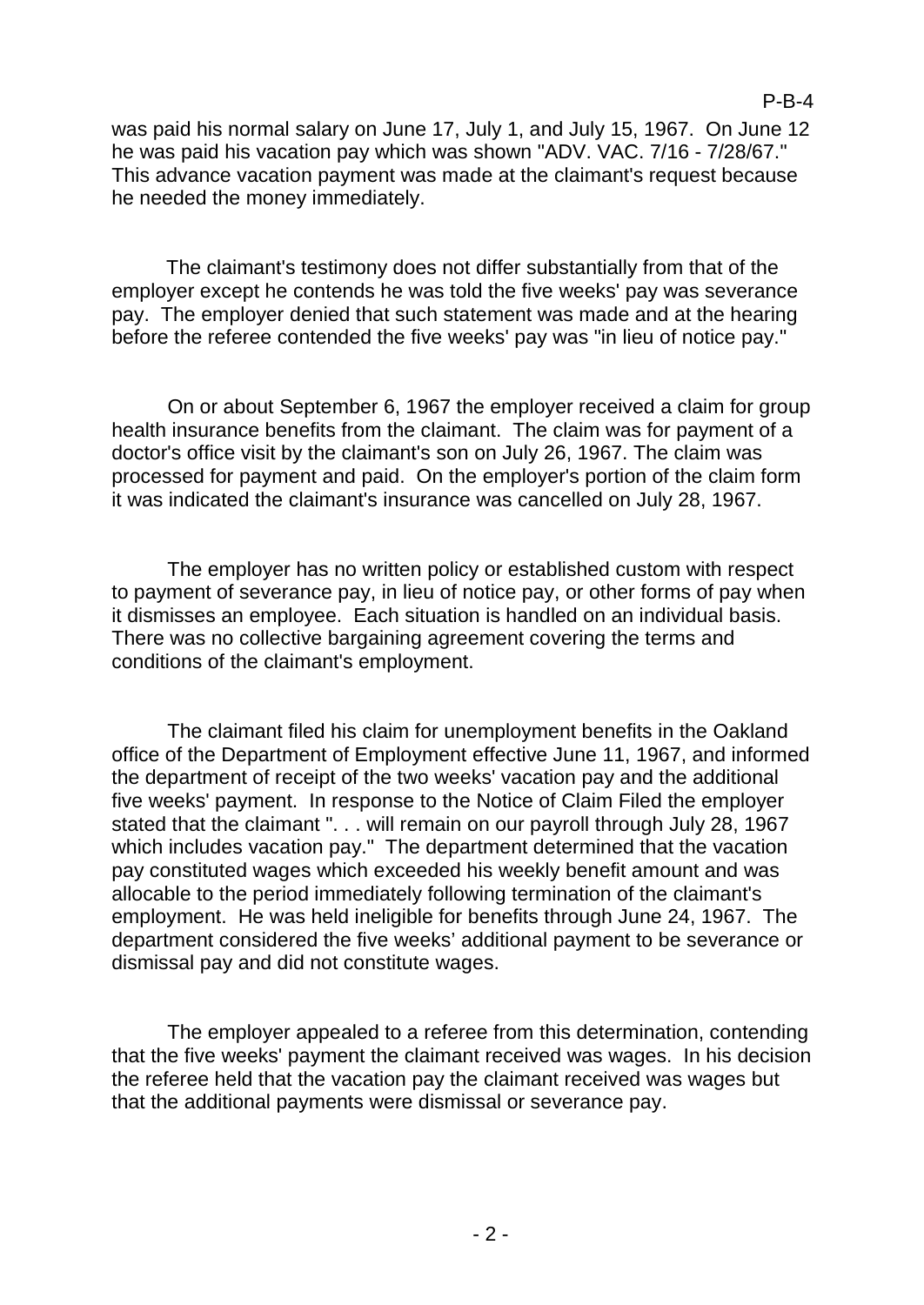was paid his normal salary on June 17, July 1, and July 15, 1967. On June 12 he was paid his vacation pay which was shown "ADV. VAC. 7/16 - 7/28/67." This advance vacation payment was made at the claimant's request because he needed the money immediately.

The claimant's testimony does not differ substantially from that of the employer except he contends he was told the five weeks' pay was severance pay. The employer denied that such statement was made and at the hearing before the referee contended the five weeks' pay was "in lieu of notice pay."

On or about September 6, 1967 the employer received a claim for group health insurance benefits from the claimant. The claim was for payment of a doctor's office visit by the claimant's son on July 26, 1967. The claim was processed for payment and paid. On the employer's portion of the claim form it was indicated the claimant's insurance was cancelled on July 28, 1967.

The employer has no written policy or established custom with respect to payment of severance pay, in lieu of notice pay, or other forms of pay when it dismisses an employee. Each situation is handled on an individual basis. There was no collective bargaining agreement covering the terms and conditions of the claimant's employment.

The claimant filed his claim for unemployment benefits in the Oakland office of the Department of Employment effective June 11, 1967, and informed the department of receipt of the two weeks' vacation pay and the additional five weeks' payment. In response to the Notice of Claim Filed the employer stated that the claimant ". . . will remain on our payroll through July 28, 1967 which includes vacation pay." The department determined that the vacation pay constituted wages which exceeded his weekly benefit amount and was allocable to the period immediately following termination of the claimant's employment. He was held ineligible for benefits through June 24, 1967. The department considered the five weeks' additional payment to be severance or dismissal pay and did not constitute wages.

The employer appealed to a referee from this determination, contending that the five weeks' payment the claimant received was wages. In his decision the referee held that the vacation pay the claimant received was wages but that the additional payments were dismissal or severance pay.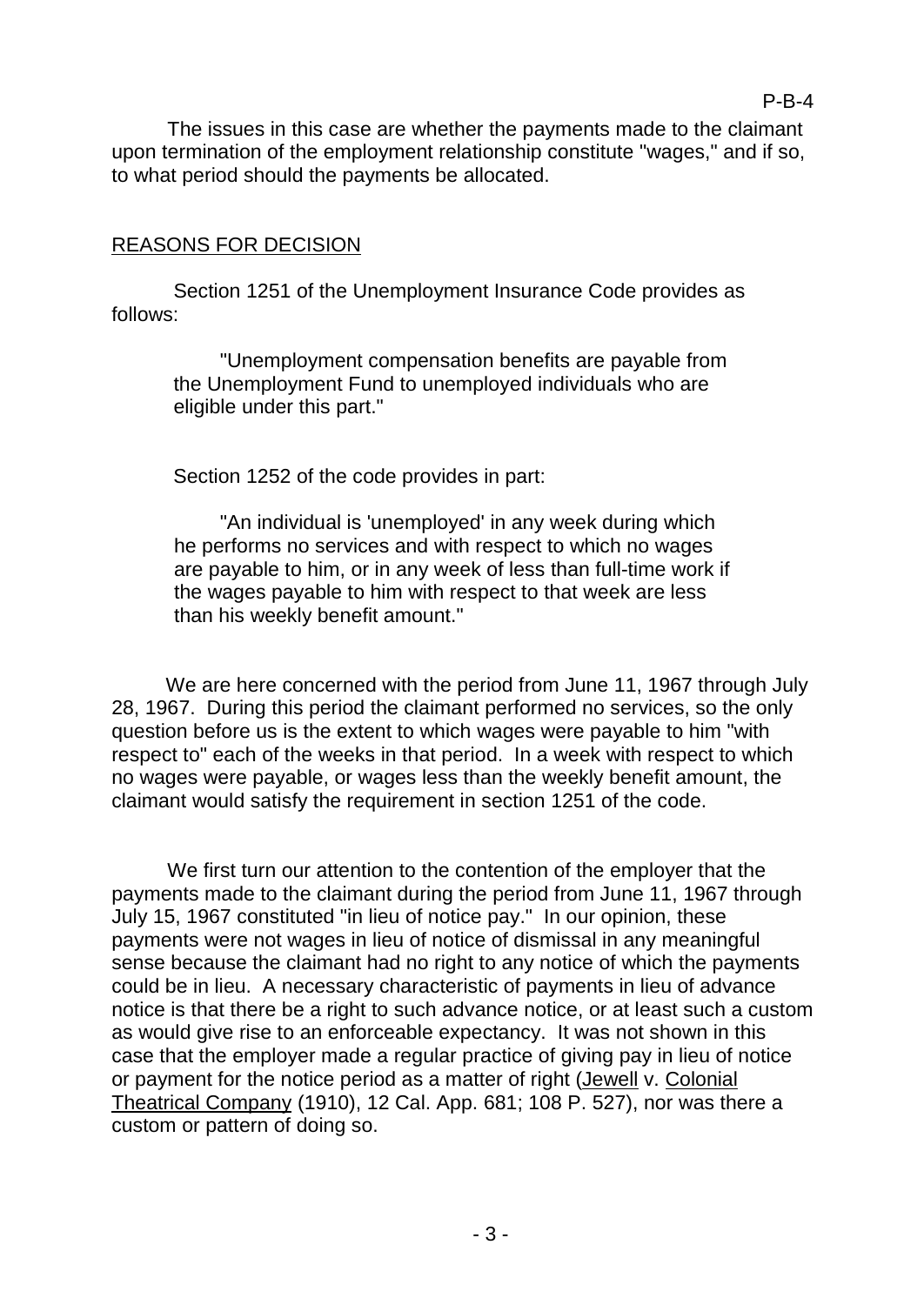The issues in this case are whether the payments made to the claimant upon termination of the employment relationship constitute "wages," and if so, to what period should the payments be allocated.

## REASONS FOR DECISION

Section 1251 of the Unemployment Insurance Code provides as follows:

> "Unemployment compensation benefits are payable from the Unemployment Fund to unemployed individuals who are eligible under this part."

Section 1252 of the code provides in part:

> "An individual is 'unemployed' in any week during which he performs no services and with respect to which no wages are payable to him, or in any week of less than full-time work if the wages payable to him with respect to that week are less than his weekly benefit amount."

We are here concerned with the period from June 11, 1967 through July 28, 1967. During this period the claimant performed no services, so the only question before us is the extent to which wages were payable to him "with respect to" each of the weeks in that period. In a week with respect to which no wages were payable, or wages less than the weekly benefit amount, the claimant would satisfy the requirement in section 1251 of the code.

We first turn our attention to the contention of the employer that the payments made to the claimant during the period from June 11, 1967 through July 15, 1967 constituted "in lieu of notice pay." In our opinion, these payments were not wages in lieu of notice of dismissal in any meaningful sense because the claimant had no right to any notice of which the payments could be in lieu. A necessary characteristic of payments in lieu of advance notice is that there be a right to such advance notice, or at least such a custom as would give rise to an enforceable expectancy. It was not shown in this case that the employer made a regular practice of giving pay in lieu of notice or payment for the notice period as a matter of right (Jewell v. Colonial Theatrical Company (1910), 12 Cal. App. 681; 108 P. 527), nor was there a custom or pattern of doing so.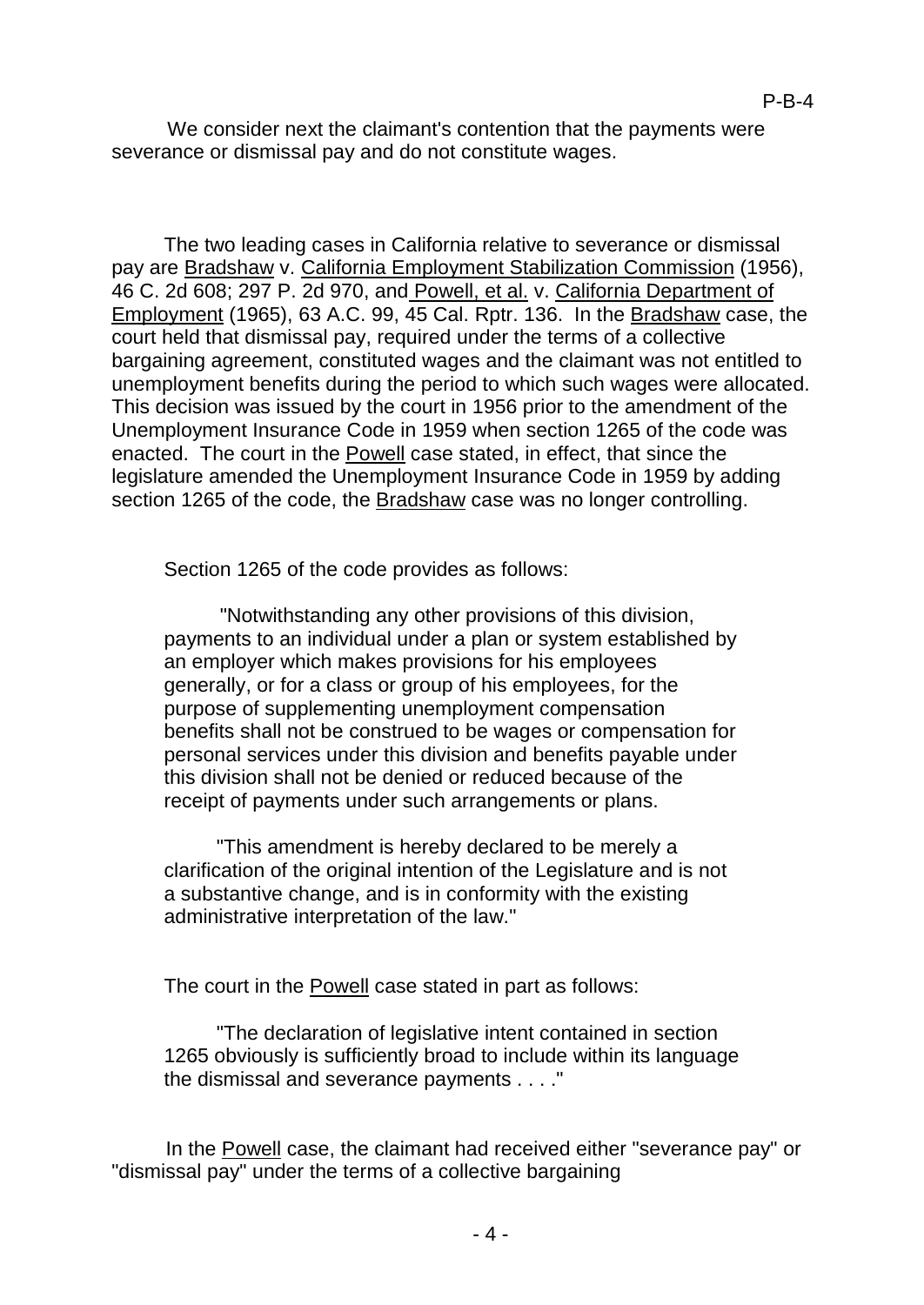We consider next the claimant's contention that the payments were severance or dismissal pay and do not constitute wages.

The two leading cases in California relative to severance or dismissal pay are Bradshaw v. California Employment Stabilization Commission (1956), 46 C. 2d 608; 297 P. 2d 970, and Powell, et al. v. California Department of Employment (1965), 63 A.C. 99, 45 Cal. Rptr. 136. In the Bradshaw case, the court held that dismissal pay, required under the terms of a collective bargaining agreement, constituted wages and the claimant was not entitled to unemployment benefits during the period to which such wages were allocated. This decision was issued by the court in 1956 prior to the amendment of the Unemployment Insurance Code in 1959 when section 1265 of the code was enacted. The court in the Powell case stated, in effect, that since the legislature amended the Unemployment Insurance Code in 1959 by adding section 1265 of the code, the Bradshaw case was no longer controlling.

Section 1265 of the code provides as follows:

> "Notwithstanding any other provisions of this division, payments to an individual under a plan or system established by an employer which makes provisions for his employees generally, or for a class or group of his employees, for the purpose of supplementing unemployment compensation benefits shall not be construed to be wages or compensation for personal services under this division and benefits payable under this division shall not be denied or reduced because of the receipt of payments under such arrangements or plans.
>
> "This amendment is hereby declared to be merely a clarification of the original intention of the Legislature and is not a substantive change, and is in conformity with the existing administrative interpretation of the law."

The court in the Powell case stated in part as follows:

> "The declaration of legislative intent contained in section 1265 obviously is sufficiently broad to include within its language the dismissal and severance payments . . . ."

In the Powell case, the claimant had received either "severance pay" or "dismissal pay" under the terms of a collective bargaining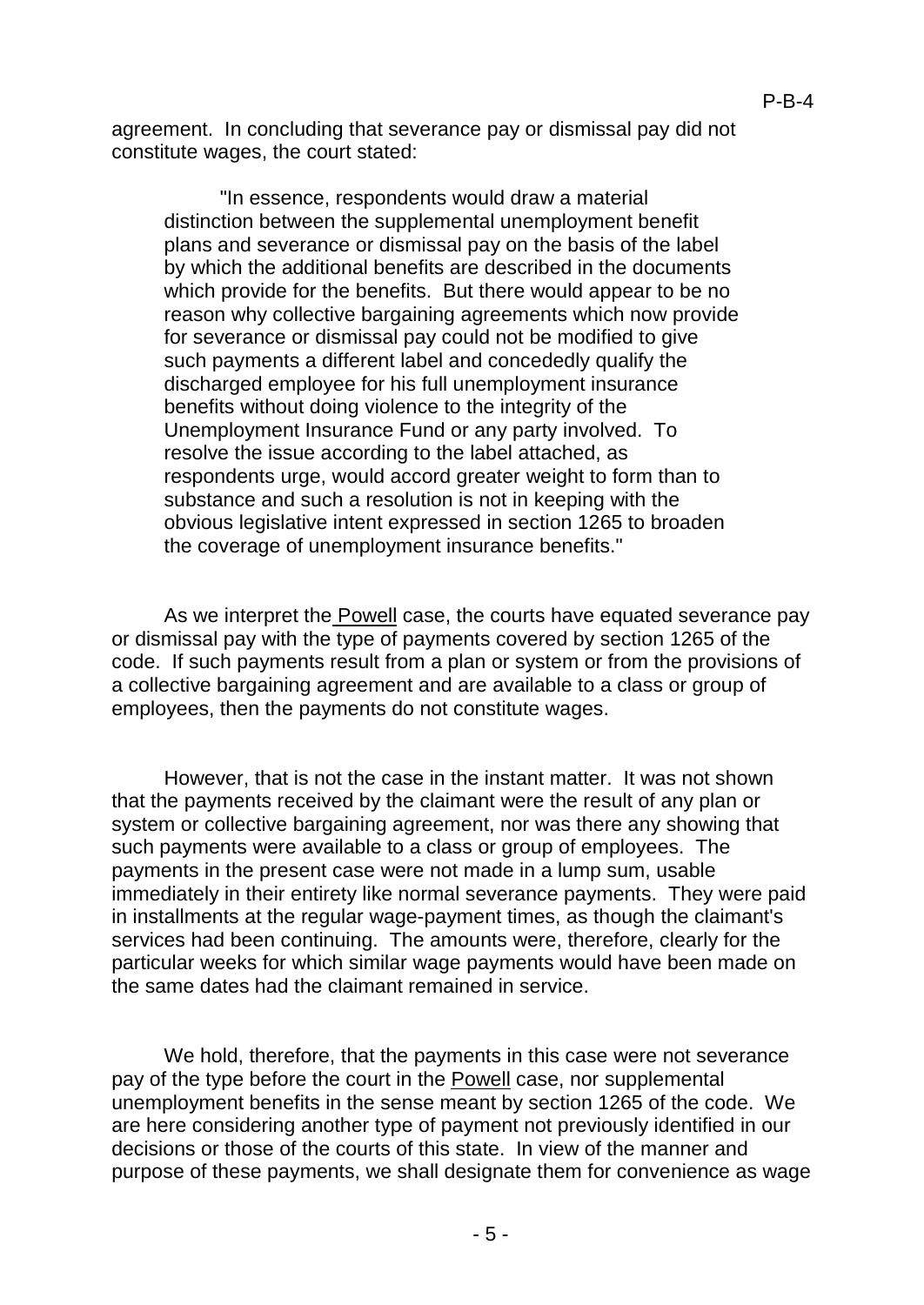agreement. In concluding that severance pay or dismissal pay did not constitute wages, the court stated:

> "In essence, respondents would draw a material distinction between the supplemental unemployment benefit plans and severance or dismissal pay on the basis of the label by which the additional benefits are described in the documents which provide for the benefits. But there would appear to be no reason why collective bargaining agreements which now provide for severance or dismissal pay could not be modified to give such payments a different label and concededly qualify the discharged employee for his full unemployment insurance benefits without doing violence to the integrity of the Unemployment Insurance Fund or any party involved. To resolve the issue according to the label attached, as respondents urge, would accord greater weight to form than to substance and such a resolution is not in keeping with the obvious legislative intent expressed in section 1265 to broaden the coverage of unemployment insurance benefits."

As we interpret the Powell case, the courts have equated severance pay or dismissal pay with the type of payments covered by section 1265 of the code. If such payments result from a plan or system or from the provisions of a collective bargaining agreement and are available to a class or group of employees, then the payments do not constitute wages.

However, that is not the case in the instant matter. It was not shown that the payments received by the claimant were the result of any plan or system or collective bargaining agreement, nor was there any showing that such payments were available to a class or group of employees. The payments in the present case were not made in a lump sum, usable immediately in their entirety like normal severance payments. They were paid in installments at the regular wage-payment times, as though the claimant's services had been continuing. The amounts were, therefore, clearly for the particular weeks for which similar wage payments would have been made on the same dates had the claimant remained in service.

We hold, therefore, that the payments in this case were not severance pay of the type before the court in the Powell case, nor supplemental unemployment benefits in the sense meant by section 1265 of the code. We are here considering another type of payment not previously identified in our decisions or those of the courts of this state. In view of the manner and purpose of these payments, we shall designate them for convenience as wage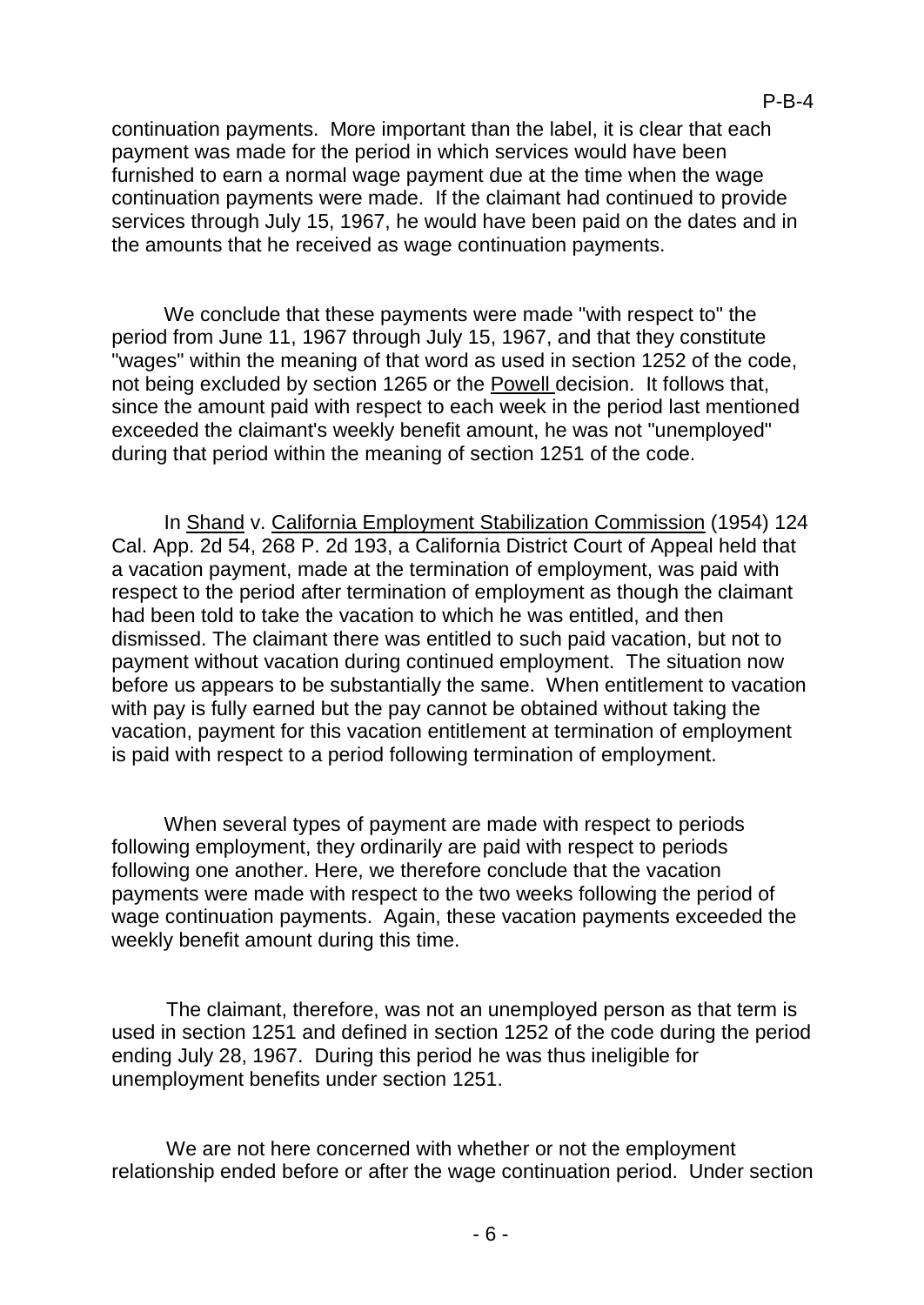continuation payments. More important than the label, it is clear that each payment was made for the period in which services would have been furnished to earn a normal wage payment due at the time when the wage continuation payments were made. If the claimant had continued to provide services through July 15, 1967, he would have been paid on the dates and in the amounts that he received as wage continuation payments.

We conclude that these payments were made "with respect to" the period from June 11, 1967 through July 15, 1967, and that they constitute "wages" within the meaning of that word as used in section 1252 of the code, not being excluded by section 1265 or the Powell decision. It follows that, since the amount paid with respect to each week in the period last mentioned exceeded the claimant's weekly benefit amount, he was not "unemployed" during that period within the meaning of section 1251 of the code.

In Shand v. California Employment Stabilization Commission (1954) 124 Cal. App. 2d 54, 268 P. 2d 193, a California District Court of Appeal held that a vacation payment, made at the termination of employment, was paid with respect to the period after termination of employment as though the claimant had been told to take the vacation to which he was entitled, and then dismissed. The claimant there was entitled to such paid vacation, but not to payment without vacation during continued employment. The situation now before us appears to be substantially the same. When entitlement to vacation with pay is fully earned but the pay cannot be obtained without taking the vacation, payment for this vacation entitlement at termination of employment is paid with respect to a period following termination of employment.

When several types of payment are made with respect to periods following employment, they ordinarily are paid with respect to periods following one another. Here, we therefore conclude that the vacation payments were made with respect to the two weeks following the period of wage continuation payments. Again, these vacation payments exceeded the weekly benefit amount during this time.

The claimant, therefore, was not an unemployed person as that term is used in section 1251 and defined in section 1252 of the code during the period ending July 28, 1967. During this period he was thus ineligible for unemployment benefits under section 1251.

We are not here concerned with whether or not the employment relationship ended before or after the wage continuation period. Under section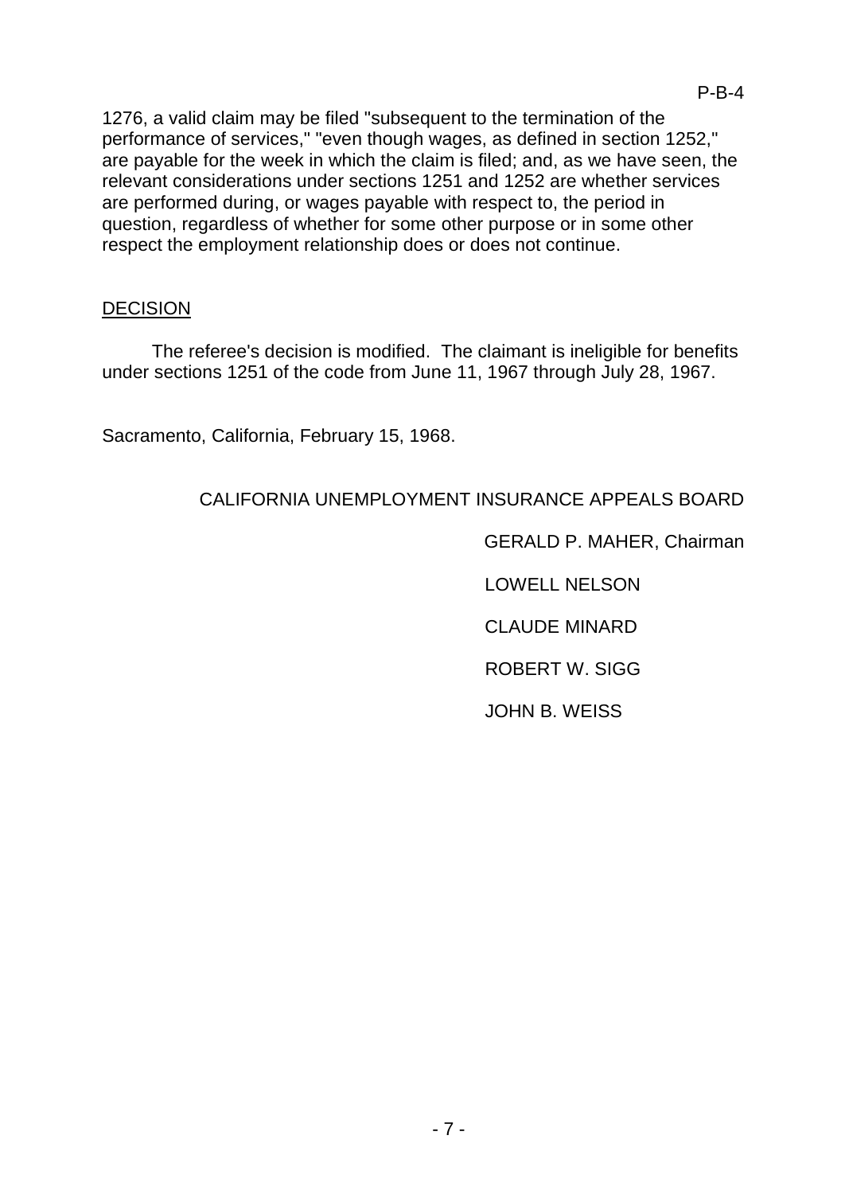1276, a valid claim may be filed "subsequent to the termination of the performance of services," "even though wages, as defined in section 1252," are payable for the week in which the claim is filed; and, as we have seen, the relevant considerations under sections 1251 and 1252 are whether services are performed during, or wages payable with respect to, the period in question, regardless of whether for some other purpose or in some other respect the employment relationship does or does not continue.

## DECISION

The referee's decision is modified. The claimant is ineligible for benefits under sections 1251 of the code from June 11, 1967 through July 28, 1967.

Sacramento, California, February 15, 1968.

CALIFORNIA UNEMPLOYMENT INSURANCE APPEALS BOARD

GERALD P. MAHER, Chairman

LOWELL NELSON

CLAUDE MINARD

ROBERT W. SIGG

JOHN B. WEISS